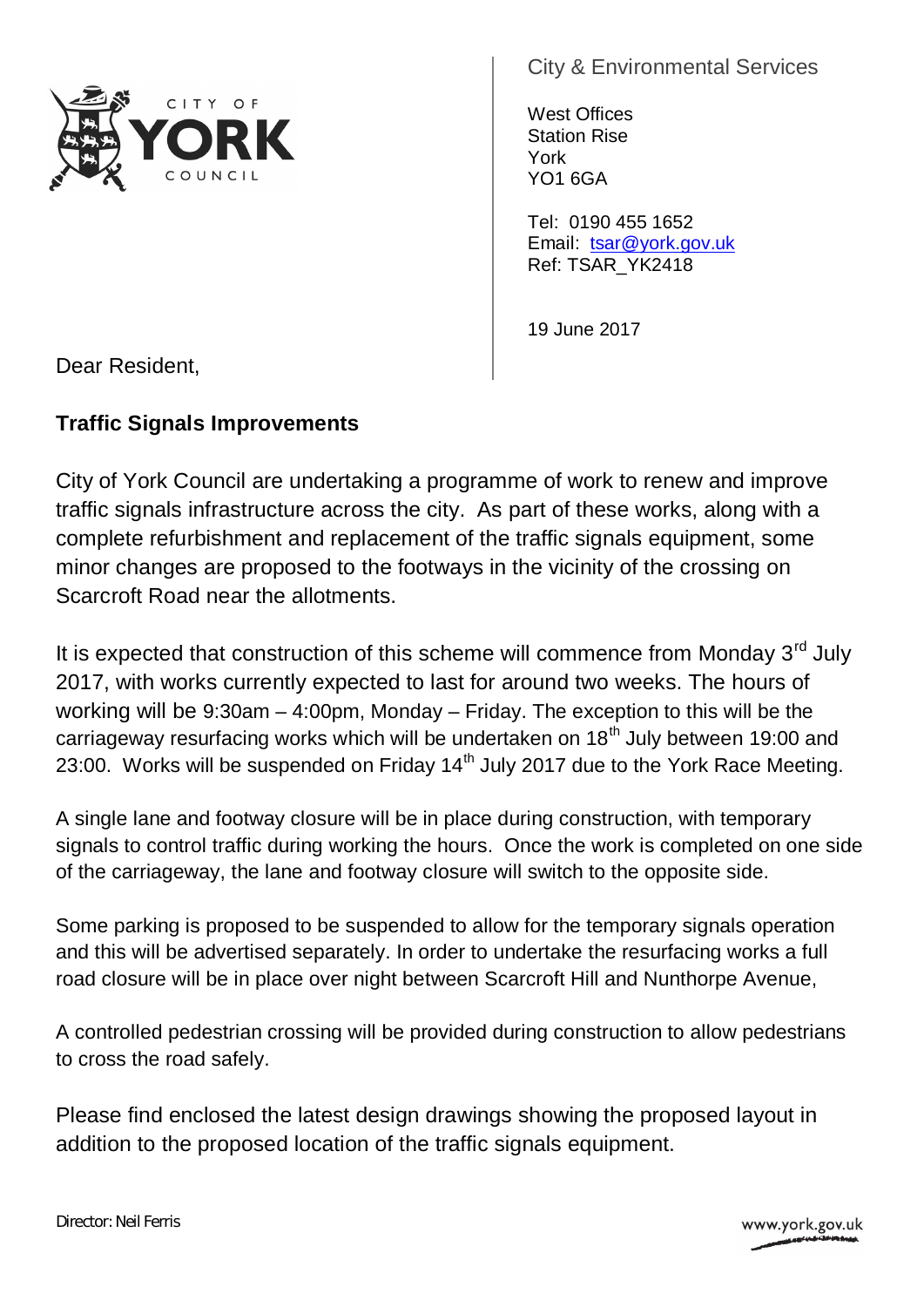City & Environmental Services

West Offices
Station Rise
York
YO1 6GA

Tel: 0190 455 1652
Email: tsar@york.gov.uk
Ref: TSAR_YK2418

19 June 2017

Dear Resident,

**Traffic Signals Improvements**

City of York Council are undertaking a programme of work to renew and improve traffic signals infrastructure across the city. As part of these works, along with a complete refurbishment and replacement of the traffic signals equipment, some minor changes are proposed to the footways in the vicinity of the crossing on Scarcroft Road near the allotments.

It is expected that construction of this scheme will commence from Monday 3rd July 2017, with works currently expected to last for around two weeks. The hours of working will be 9:30am – 4:00pm, Monday – Friday. The exception to this will be the carriageway resurfacing works which will be undertaken on 18th July between 19:00 and 23:00. Works will be suspended on Friday 14th July 2017 due to the York Race Meeting.

A single lane and footway closure will be in place during construction, with temporary signals to control traffic during working the hours. Once the work is completed on one side of the carriageway, the lane and footway closure will switch to the opposite side.

Some parking is proposed to be suspended to allow for the temporary signals operation and this will be advertised separately. In order to undertake the resurfacing works a full road closure will be in place over night between Scarcroft Hill and Nunthorpe Avenue,

A controlled pedestrian crossing will be provided during construction to allow pedestrians to cross the road safely.

Please find enclosed the latest design drawings showing the proposed layout in addition to the proposed location of the traffic signals equipment.

Director: Neil Ferris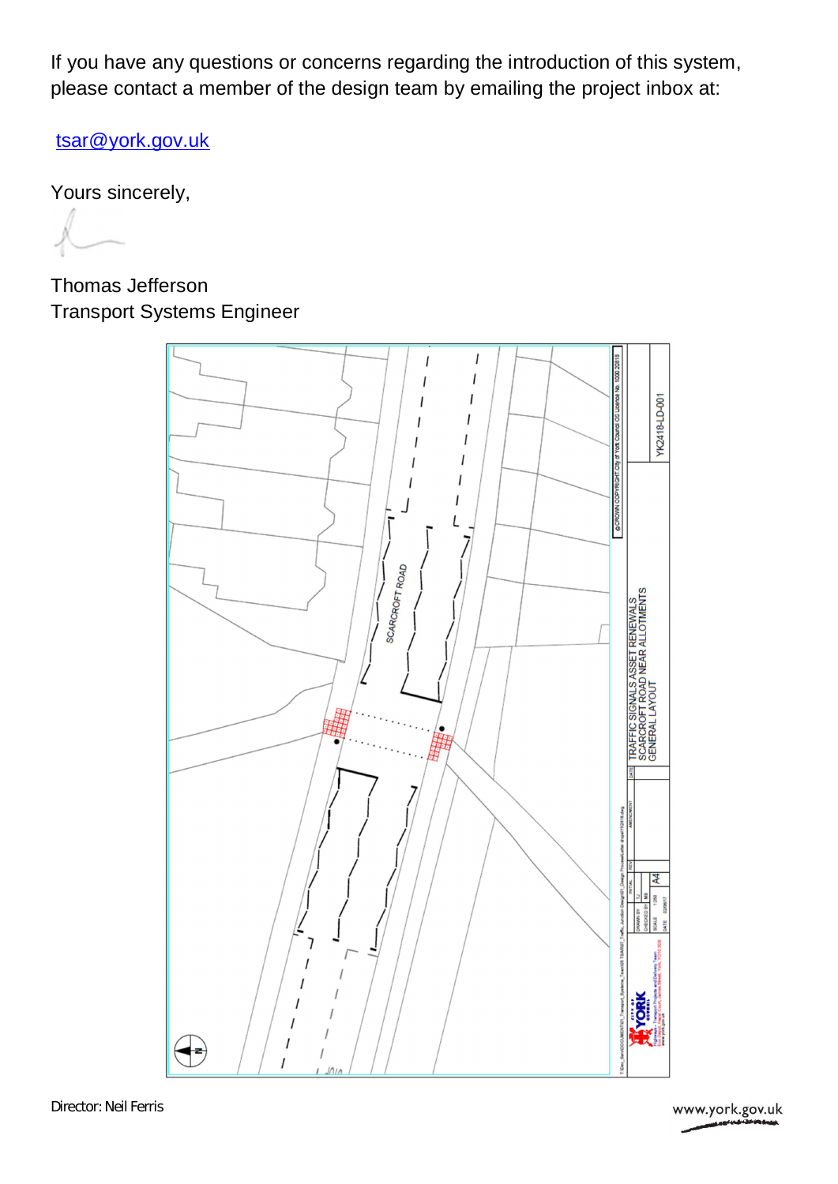If you have any questions or concerns regarding the introduction of this system, please contact a member of the design team by emailing the project inbox at:

tsar@york.gov.uk

Yours sincerely,

Thomas Jefferson
Transport Systems Engineer

SCARCROFT ROAD

TRAFFIC SIGNALS ASSET RENEWALS
SCARCROFT ROAD NEAR ALLOTMENTS
GENERAL LAYOUT

YK2418-LD-001

A4

© CROWN COPYRIGHT City of York Council OS Licence No. 1000 20818

Director: Neil Ferris